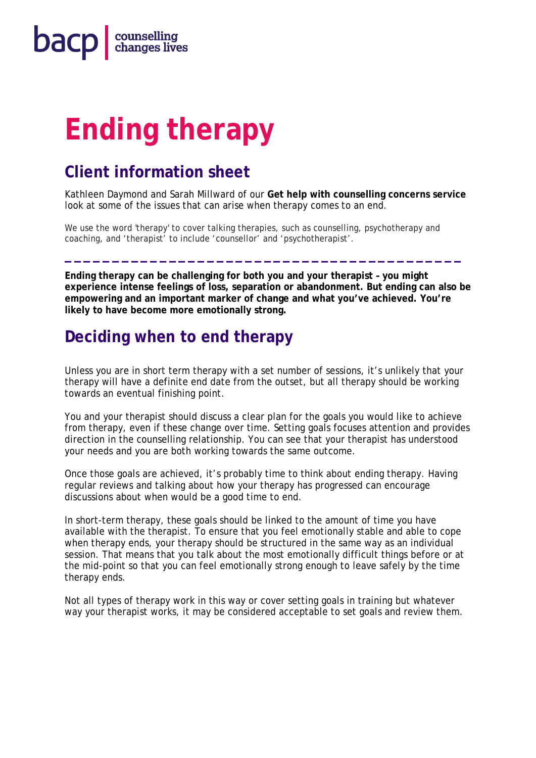bacp | counselling changes lives

# Ending therapy

## Client information sheet

Kathleen Daymond and Sarah Millward of our **Get help with counselling concerns service** look at some of the issues that can arise when therapy comes to an end.

We use the word 'therapy' to cover talking therapies, such as counselling, psychotherapy and coaching, and 'therapist' to include 'counsellor' and 'psychotherapist'.

---

**Ending therapy can be challenging for both you and your therapist – you might experience intense feelings of loss, separation or abandonment. But ending can also be empowering and an important marker of change and what you've achieved. You're likely to have become more emotionally strong.**

## Deciding when to end therapy

Unless you are in short term therapy with a set number of sessions, it's unlikely that your therapy will have a definite end date from the outset, but all therapy should be working towards an eventual finishing point.

You and your therapist should discuss a clear plan for the goals you would like to achieve from therapy, even if these change over time. Setting goals focuses attention and provides direction in the counselling relationship. You can see that your therapist has understood your needs and you are both working towards the same outcome.

Once those goals are achieved, it's probably time to think about ending therapy. Having regular reviews and talking about how your therapy has progressed can encourage discussions about when would be a good time to end.

In short-term therapy, these goals should be linked to the amount of time you have available with the therapist. To ensure that you feel emotionally stable and able to cope when therapy ends, your therapy should be structured in the same way as an individual session. That means that you talk about the most emotionally difficult things before or at the mid-point so that you can feel emotionally strong enough to leave safely by the time therapy ends.

Not all types of therapy work in this way or cover setting goals in training but whatever way your therapist works, it may be considered acceptable to set goals and review them.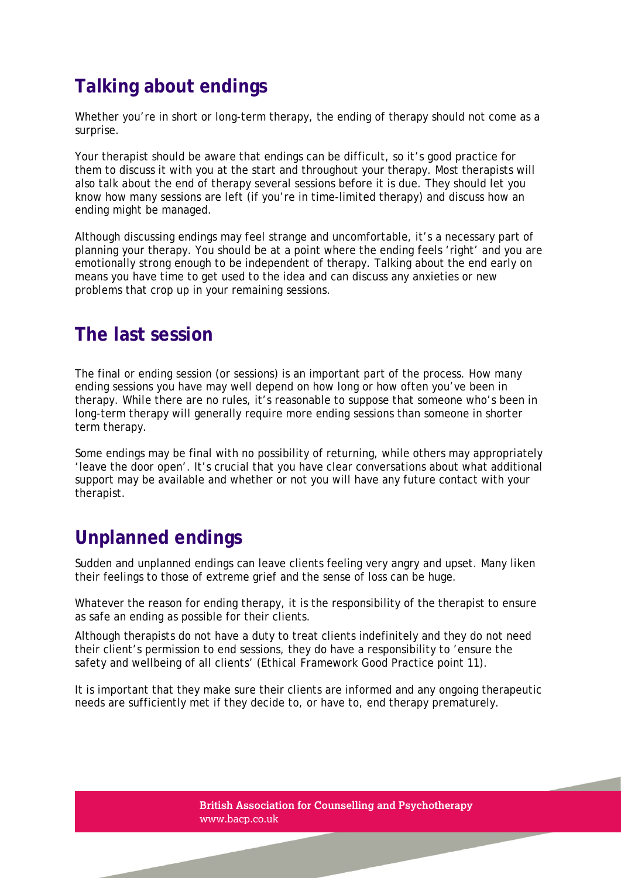## Talking about endings

Whether you're in short or long-term therapy, the ending of therapy should not come as a surprise.

Your therapist should be aware that endings can be difficult, so it's good practice for them to discuss it with you at the start and throughout your therapy. Most therapists will also talk about the end of therapy several sessions before it is due. They should let you know how many sessions are left (if you're in time-limited therapy) and discuss how an ending might be managed.

Although discussing endings may feel strange and uncomfortable, it's a necessary part of planning your therapy. You should be at a point where the ending feels 'right' and you are emotionally strong enough to be independent of therapy. Talking about the end early on means you have time to get used to the idea and can discuss any anxieties or new problems that crop up in your remaining sessions.

## The last session

The final or ending session (or sessions) is an important part of the process. How many ending sessions you have may well depend on how long or how often you've been in therapy. While there are no rules, it's reasonable to suppose that someone who's been in long-term therapy will generally require more ending sessions than someone in shorter term therapy.

Some endings may be final with no possibility of returning, while others may appropriately 'leave the door open'. It's crucial that you have clear conversations about what additional support may be available and whether or not you will have any future contact with your therapist.

## Unplanned endings

Sudden and unplanned endings can leave clients feeling very angry and upset. Many liken their feelings to those of extreme grief and the sense of loss can be huge.

Whatever the reason for ending therapy, it is the responsibility of the therapist to ensure as safe an ending as possible for their clients.

Although therapists do not have a duty to treat clients indefinitely and they do not need their client's permission to end sessions, they do have a responsibility to 'ensure the safety and wellbeing of all clients' (Ethical Framework Good Practice point 11).

It is important that they make sure their clients are informed and any ongoing therapeutic needs are sufficiently met if they decide to, or have to, end therapy prematurely.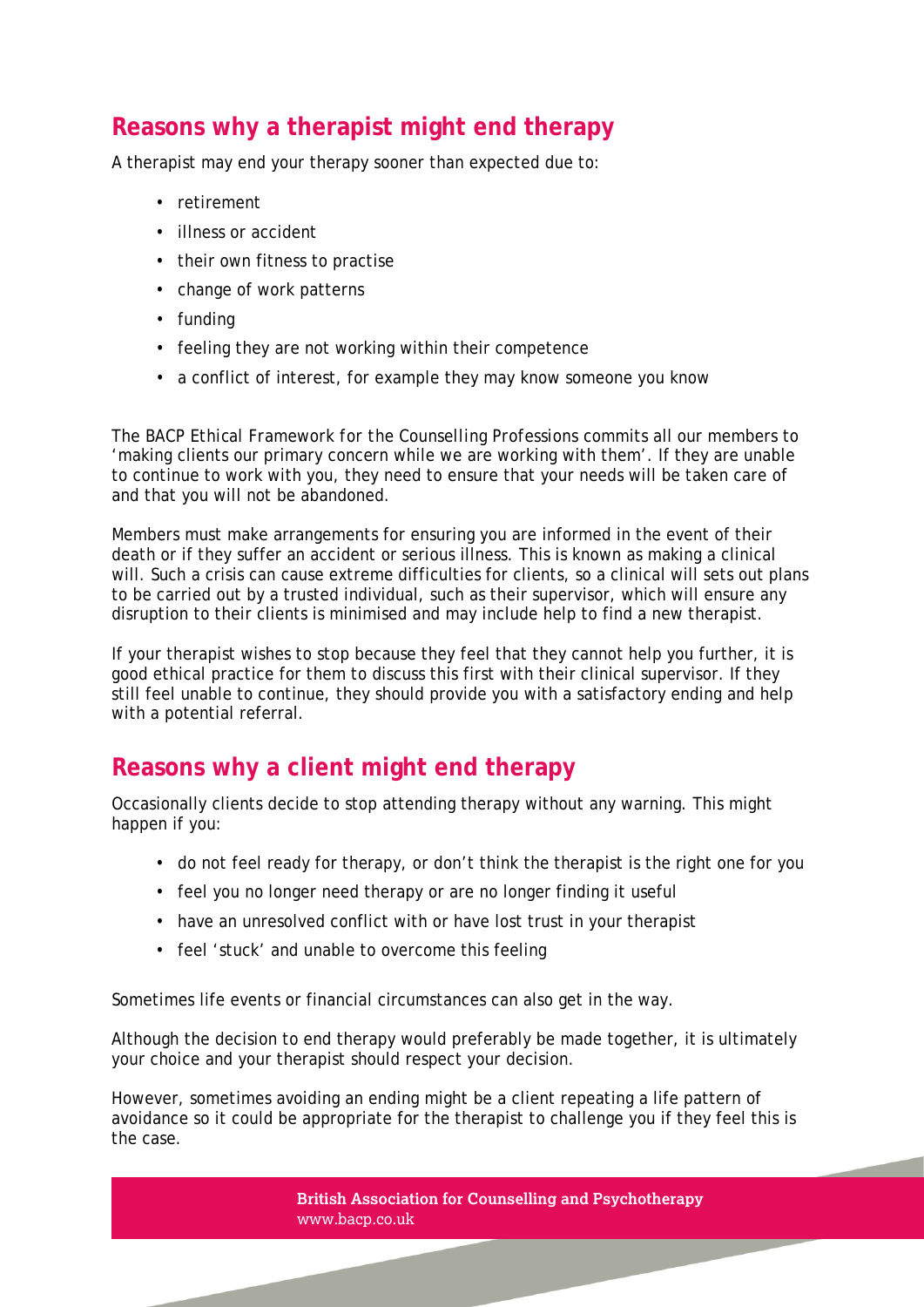## Reasons why a therapist might end therapy

A therapist may end your therapy sooner than expected due to:

- retirement
- illness or accident
- their own fitness to practise
- change of work patterns
- funding
- feeling they are not working within their competence
- a conflict of interest, for example they may know someone you know

The BACP *Ethical Framework for the Counselling Professions* commits all our members to 'making clients our primary concern while we are working with them'. If they are unable to continue to work with you, they need to ensure that your needs will be taken care of and that you will not be abandoned.

Members must make arrangements for ensuring you are informed in the event of their death or if they suffer an accident or serious illness. This is known as making a clinical will. Such a crisis can cause extreme difficulties for clients, so a clinical will sets out plans to be carried out by a trusted individual, such as their supervisor, which will ensure any disruption to their clients is minimised and may include help to find a new therapist.

If your therapist wishes to stop because they feel that they cannot help you further, it is good ethical practice for them to discuss this first with their clinical supervisor. If they still feel unable to continue, they should provide you with a satisfactory ending and help with a potential referral.

## Reasons why a client might end therapy

Occasionally clients decide to stop attending therapy without any warning. This might happen if you:

- do not feel ready for therapy, or don't think the therapist is the right one for you
- feel you no longer need therapy or are no longer finding it useful
- have an unresolved conflict with or have lost trust in your therapist
- feel 'stuck' and unable to overcome this feeling

Sometimes life events or financial circumstances can also get in the way.

Although the decision to end therapy would preferably be made together, it is ultimately your choice and your therapist should respect your decision.

However, sometimes avoiding an ending might be a client repeating a life pattern of avoidance so it could be appropriate for the therapist to challenge you if they feel this is the case.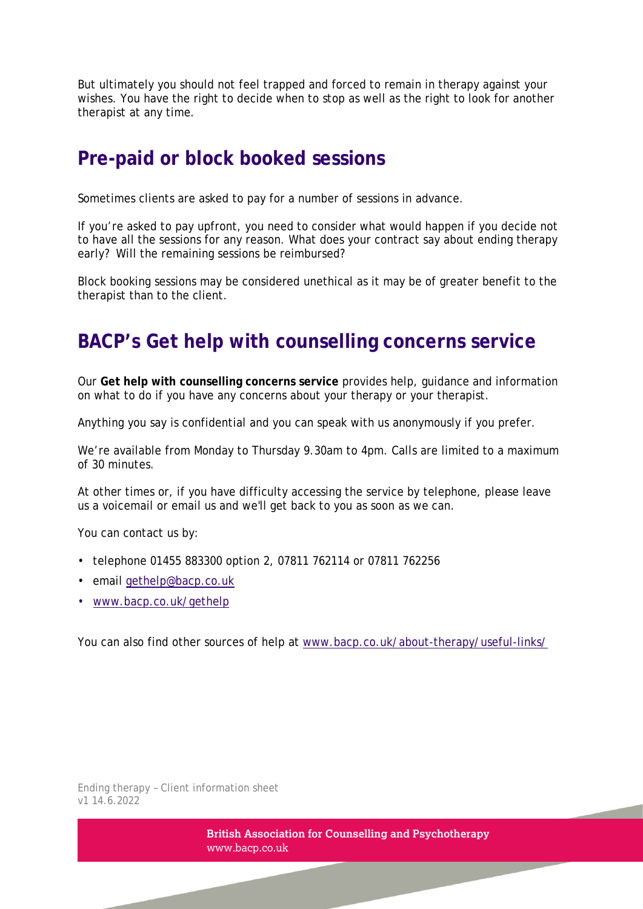But ultimately you should not feel trapped and forced to remain in therapy against your wishes. You have the right to decide when to stop as well as the right to look for another therapist at any time.

## Pre-paid or block booked sessions

Sometimes clients are asked to pay for a number of sessions in advance.

If you're asked to pay upfront, you need to consider what would happen if you decide not to have all the sessions for any reason. What does your contract say about ending therapy early? Will the remaining sessions be reimbursed?

Block booking sessions may be considered unethical as it may be of greater benefit to the therapist than to the client.

## BACP's Get help with counselling concerns service

Our **Get help with counselling concerns service** provides help, guidance and information on what to do if you have any concerns about your therapy or your therapist.

Anything you say is confidential and you can speak with us anonymously if you prefer.

We're available from Monday to Thursday 9.30am to 4pm. Calls are limited to a maximum of 30 minutes.

At other times or, if you have difficulty accessing the service by telephone, please leave us a voicemail or email us and we'll get back to you as soon as we can.

You can contact us by:

- telephone 01455 883300 option 2, 07811 762114 or 07811 762256
- email gethelp@bacp.co.uk
- www.bacp.co.uk/gethelp

You can also find other sources of help at www.bacp.co.uk/about-therapy/useful-links/

Ending therapy – Client information sheet
v1 14.6.2022

**British Association for Counselling and Psychotherapy**
www.bacp.co.uk